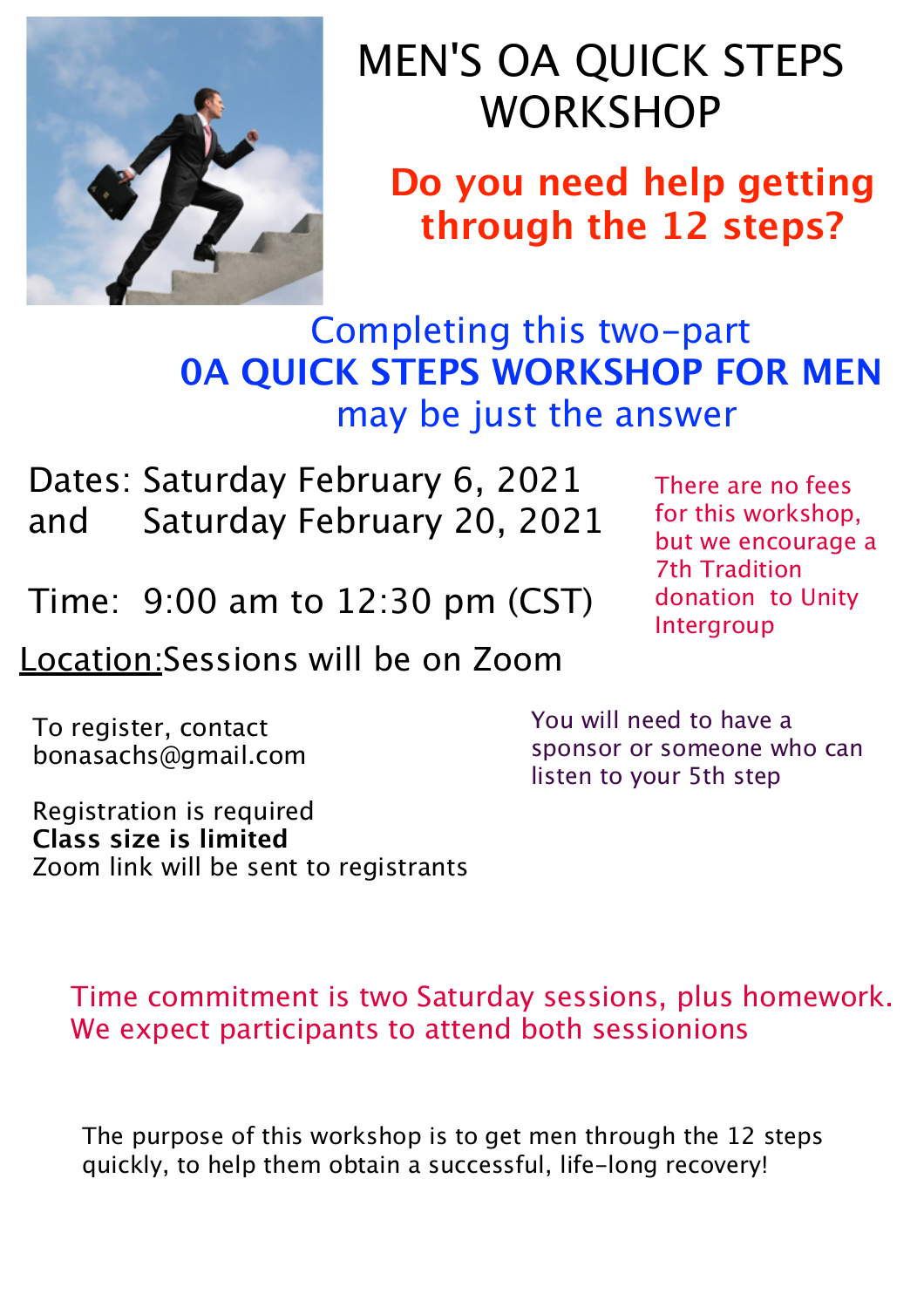# MEN'S OA QUICK STEPS WORKSHOP

## Do you need help getting through the 12 steps?

Completing this two-part
**0A QUICK STEPS WORKSHOP FOR MEN**
may be just the answer

Dates: Saturday February 6, 2021
and Saturday February 20, 2021

Time: 9:00 am to 12:30 pm (CST)

Location: Sessions will be on Zoom

There are no fees for this workshop, but we encourage a 7th Tradition donation to Unity Intergroup

To register, contact bonasachs@gmail.com

Registration is required
**Class size is limited**
Zoom link will be sent to registrants

You will need to have a sponsor or someone who can listen to your 5th step

Time commitment is two Saturday sessions, plus homework. We expect participants to attend both sessionions

The purpose of this workshop is to get men through the 12 steps quickly, to help them obtain a successful, life-long recovery!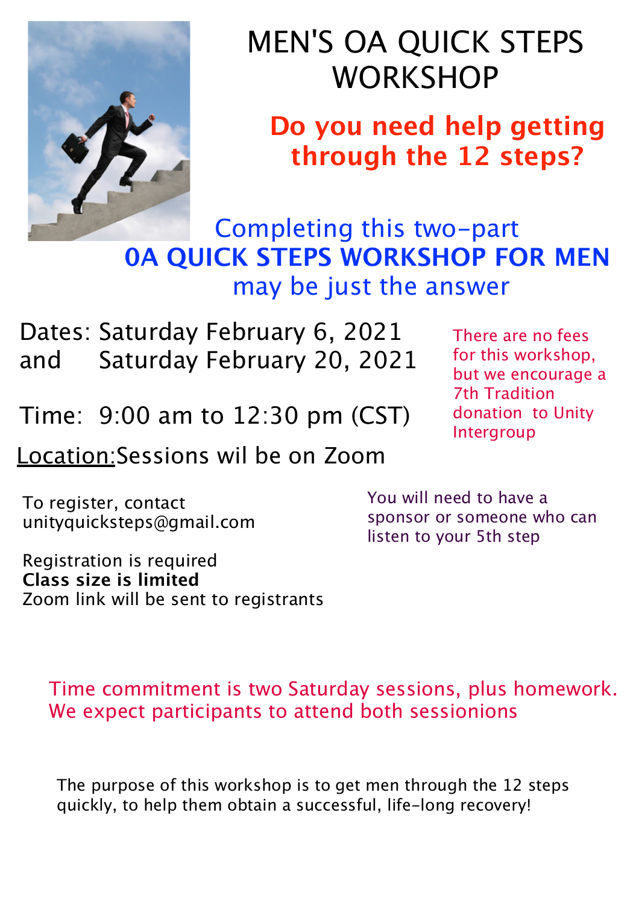# MEN'S OA QUICK STEPS WORKSHOP

## Do you need help getting through the 12 steps?

Completing this two-part
**0A QUICK STEPS WORKSHOP FOR MEN**
may be just the answer

Dates: Saturday February 6, 2021
and Saturday February 20, 2021

Time: 9:00 am to 12:30 pm (CST)

Location: Sessions wil be on Zoom

There are no fees for this workshop, but we encourage a 7th Tradition donation to Unity Intergroup

To register, contact
unityquicksteps@gmail.com

Registration is required
**Class size is limited**
Zoom link will be sent to registrants

You will need to have a sponsor or someone who can listen to your 5th step

Time commitment is two Saturday sessions, plus homework.
We expect participants to attend both sessionions

The purpose of this workshop is to get men through the 12 steps quickly, to help them obtain a successful, life-long recovery!